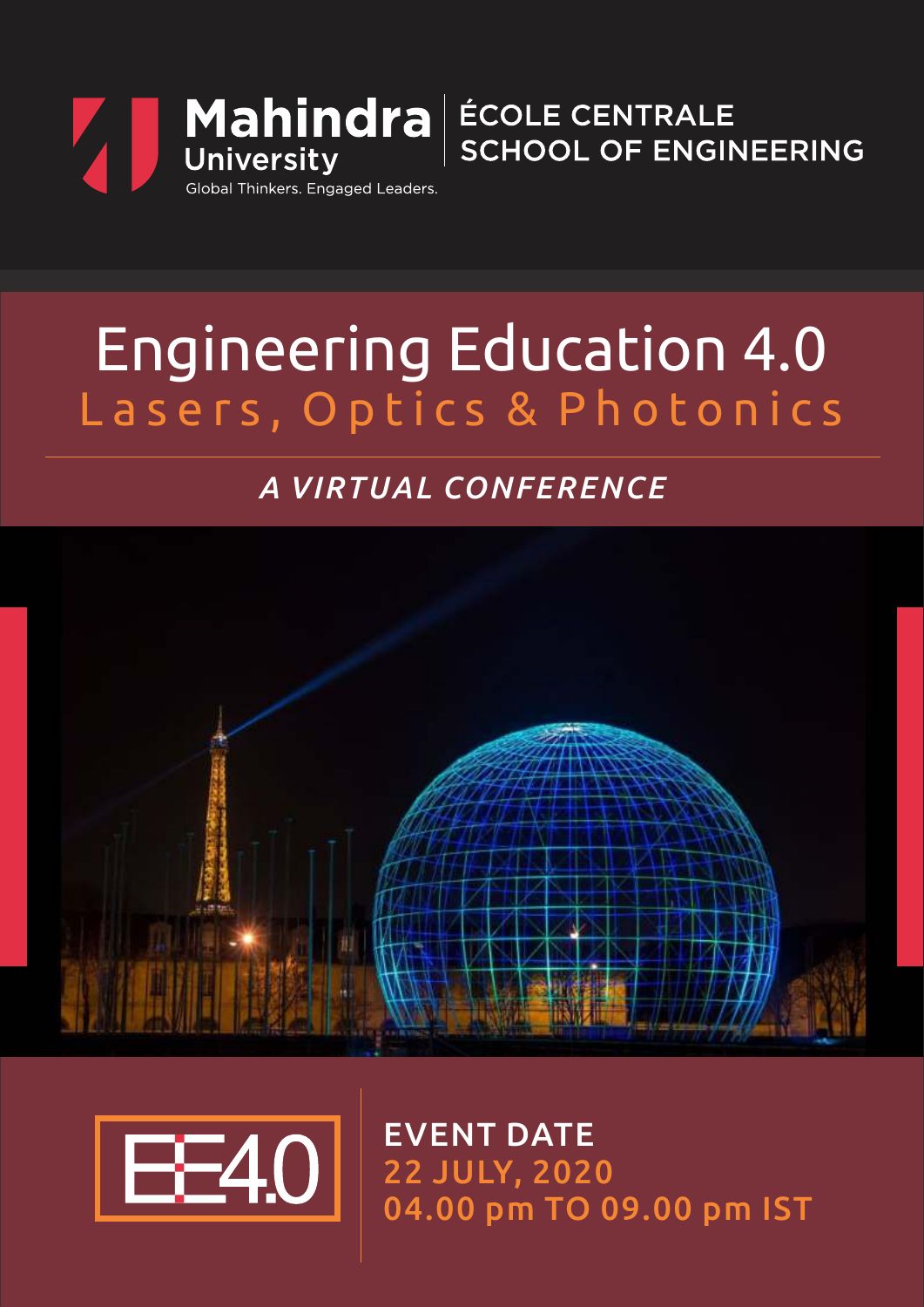Mahindra University

Global Thinkers. Engaged Leaders.

ÉCOLE CENTRALE SCHOOL OF ENGINEERING

# Engineering Education 4.0

## Lasers, Optics & Photonics

*A VIRTUAL CONFERENCE*

EE4.0

EVENT DATE

22 JULY, 2020

04.00 pm TO 09.00 pm IST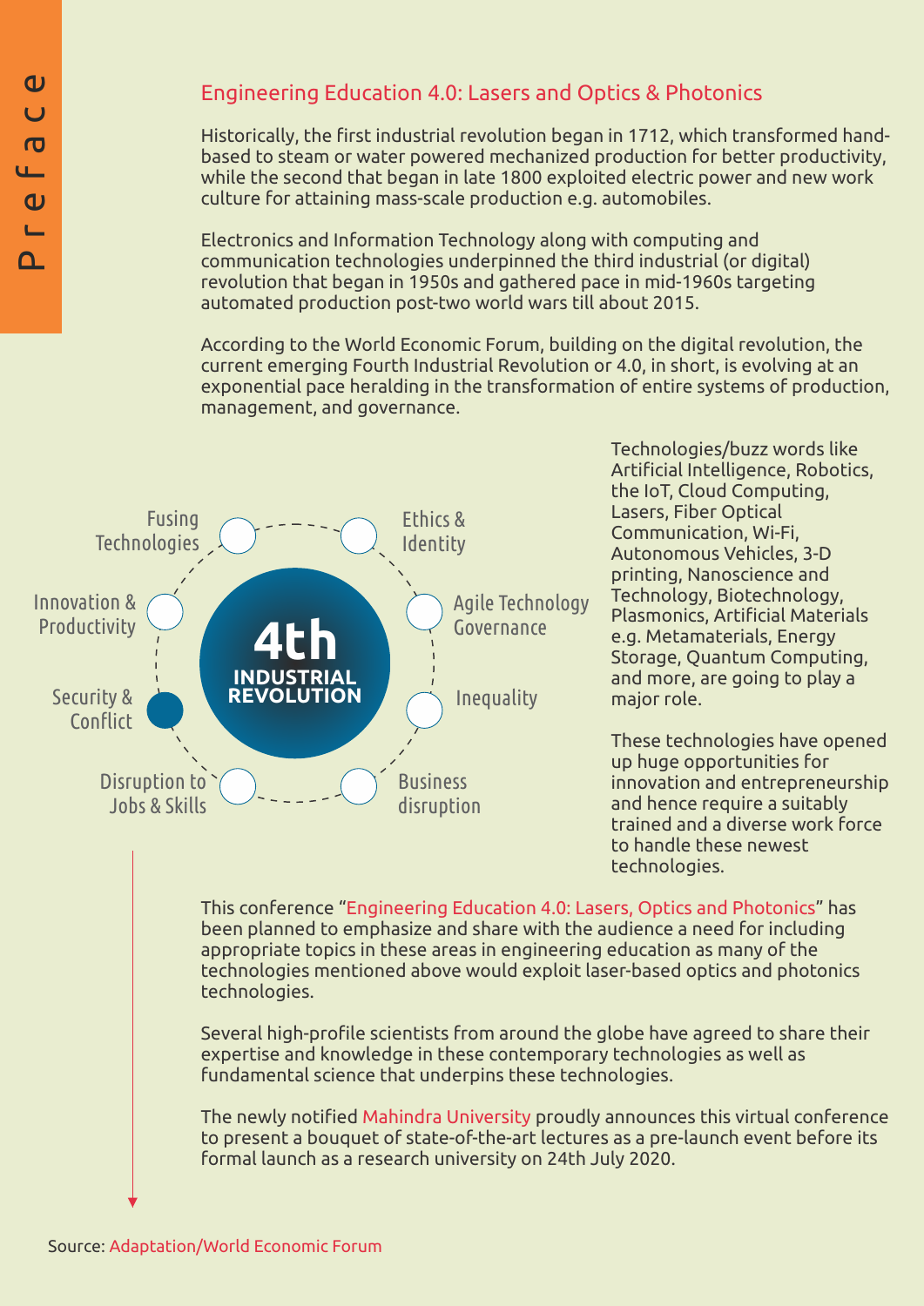# Preface

## Engineering Education 4.0: Lasers and Optics & Photonics

Historically, the first industrial revolution began in 1712, which transformed hand-based to steam or water powered mechanized production for better productivity, while the second that began in late 1800 exploited electric power and new work culture for attaining mass-scale production e.g. automobiles.

Electronics and Information Technology along with computing and communication technologies underpinned the third industrial (or digital) revolution that began in 1950s and gathered pace in mid-1960s targeting automated production post-two world wars till about 2015.

According to the World Economic Forum, building on the digital revolution, the current emerging Fourth Industrial Revolution or 4.0, in short, is evolving at an exponential pace heralding in the transformation of entire systems of production, management, and governance.

**4th INDUSTRIAL REVOLUTION**

- Fusing Technologies
- Ethics & Identity
- Agile Technology Governance
- Inequality
- Business disruption
- Disruption to Jobs & Skills
- Security & Conflict
- Innovation & Productivity

Technologies/buzz words like Artificial Intelligence, Robotics, the IoT, Cloud Computing, Lasers, Fiber Optical Communication, Wi-Fi, Autonomous Vehicles, 3-D printing, Nanoscience and Technology, Biotechnology, Plasmonics, Artificial Materials e.g. Metamaterials, Energy Storage, Quantum Computing, and more, are going to play a major role.

These technologies have opened up huge opportunities for innovation and entrepreneurship and hence require a suitably trained and a diverse work force to handle these newest technologies.

This conference "Engineering Education 4.0: Lasers, Optics and Photonics" has been planned to emphasize and share with the audience a need for including appropriate topics in these areas in engineering education as many of the technologies mentioned above would exploit laser-based optics and photonics technologies.

Several high-profile scientists from around the globe have agreed to share their expertise and knowledge in these contemporary technologies as well as fundamental science that underpins these technologies.

The newly notified Mahindra University proudly announces this virtual conference to present a bouquet of state-of-the-art lectures as a pre-launch event before its formal launch as a research university on 24th July 2020.

Source: Adaptation/World Economic Forum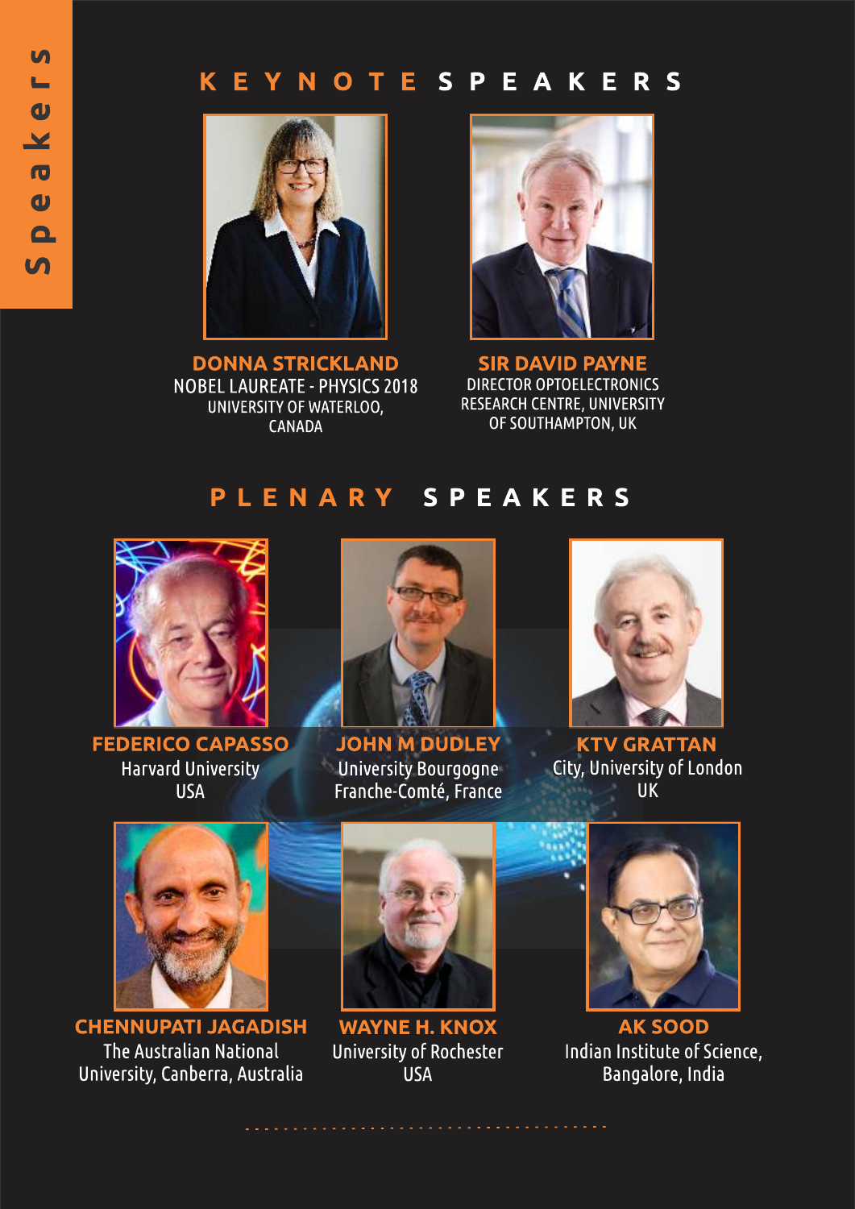# Speakers

## KEYNOTE SPEAKERS

**DONNA STRICKLAND**
NOBEL LAUREATE - PHYSICS 2018
UNIVERSITY OF WATERLOO, CANADA

**SIR DAVID PAYNE**
DIRECTOR OPTOELECTRONICS RESEARCH CENTRE, UNIVERSITY OF SOUTHAMPTON, UK

## PLENARY SPEAKERS

**FEDERICO CAPASSO**
Harvard University
USA

**JOHN M DUDLEY**
University Bourgogne Franche-Comté, France

**KTV GRATTAN**
City, University of London
UK

**CHENNUPATI JAGADISH**
The Australian National University, Canberra, Australia

**WAYNE H. KNOX**
University of Rochester
USA

**AK SOOD**
Indian Institute of Science, Bangalore, India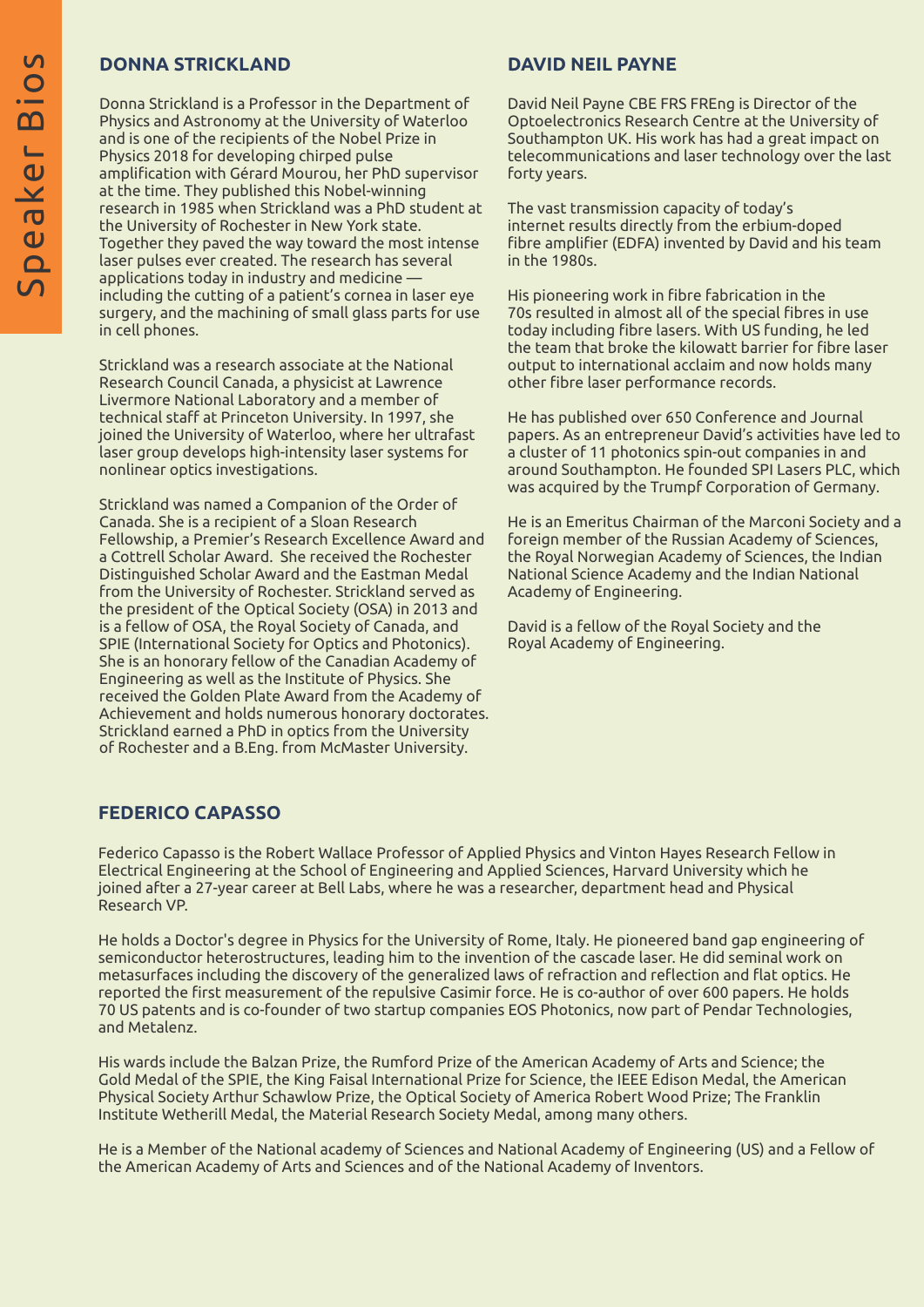# Speaker Bios

## DONNA STRICKLAND

Donna Strickland is a Professor in the Department of Physics and Astronomy at the University of Waterloo and is one of the recipients of the Nobel Prize in Physics 2018 for developing chirped pulse amplification with Gérard Mourou, her PhD supervisor at the time. They published this Nobel-winning research in 1985 when Strickland was a PhD student at the University of Rochester in New York state. Together they paved the way toward the most intense laser pulses ever created. The research has several applications today in industry and medicine — including the cutting of a patient's cornea in laser eye surgery, and the machining of small glass parts for use in cell phones.

Strickland was a research associate at the National Research Council Canada, a physicist at Lawrence Livermore National Laboratory and a member of technical staff at Princeton University. In 1997, she joined the University of Waterloo, where her ultrafast laser group develops high-intensity laser systems for nonlinear optics investigations.

Strickland was named a Companion of the Order of Canada. She is a recipient of a Sloan Research Fellowship, a Premier's Research Excellence Award and a Cottrell Scholar Award. She received the Rochester Distinguished Scholar Award and the Eastman Medal from the University of Rochester. Strickland served as the president of the Optical Society (OSA) in 2013 and is a fellow of OSA, the Royal Society of Canada, and SPIE (International Society for Optics and Photonics). She is an honorary fellow of the Canadian Academy of Engineering as well as the Institute of Physics. She received the Golden Plate Award from the Academy of Achievement and holds numerous honorary doctorates. Strickland earned a PhD in optics from the University of Rochester and a B.Eng. from McMaster University.

## DAVID NEIL PAYNE

David Neil Payne CBE FRS FREng is Director of the Optoelectronics Research Centre at the University of Southampton UK. His work has had a great impact on telecommunications and laser technology over the last forty years.

The vast transmission capacity of today's internet results directly from the erbium-doped fibre amplifier (EDFA) invented by David and his team in the 1980s.

His pioneering work in fibre fabrication in the 70s resulted in almost all of the special fibres in use today including fibre lasers. With US funding, he led the team that broke the kilowatt barrier for fibre laser output to international acclaim and now holds many other fibre laser performance records.

He has published over 650 Conference and Journal papers. As an entrepreneur David's activities have led to a cluster of 11 photonics spin-out companies in and around Southampton. He founded SPI Lasers PLC, which was acquired by the Trumpf Corporation of Germany.

He is an Emeritus Chairman of the Marconi Society and a foreign member of the Russian Academy of Sciences, the Royal Norwegian Academy of Sciences, the Indian National Science Academy and the Indian National Academy of Engineering.

David is a fellow of the Royal Society and the Royal Academy of Engineering.

## FEDERICO CAPASSO

Federico Capasso is the Robert Wallace Professor of Applied Physics and Vinton Hayes Research Fellow in Electrical Engineering at the School of Engineering and Applied Sciences, Harvard University which he joined after a 27-year career at Bell Labs, where he was a researcher, department head and Physical Research VP.

He holds a Doctor's degree in Physics for the University of Rome, Italy. He pioneered band gap engineering of semiconductor heterostructures, leading him to the invention of the cascade laser. He did seminal work on metasurfaces including the discovery of the generalized laws of refraction and reflection and flat optics. He reported the first measurement of the repulsive Casimir force. He is co-author of over 600 papers. He holds 70 US patents and is co-founder of two startup companies EOS Photonics, now part of Pendar Technologies, and Metalenz.

His wards include the Balzan Prize, the Rumford Prize of the American Academy of Arts and Science; the Gold Medal of the SPIE, the King Faisal International Prize for Science, the IEEE Edison Medal, the American Physical Society Arthur Schawlow Prize, the Optical Society of America Robert Wood Prize; The Franklin Institute Wetherill Medal, the Material Research Society Medal, among many others.

He is a Member of the National academy of Sciences and National Academy of Engineering (US) and a Fellow of the American Academy of Arts and Sciences and of the National Academy of Inventors.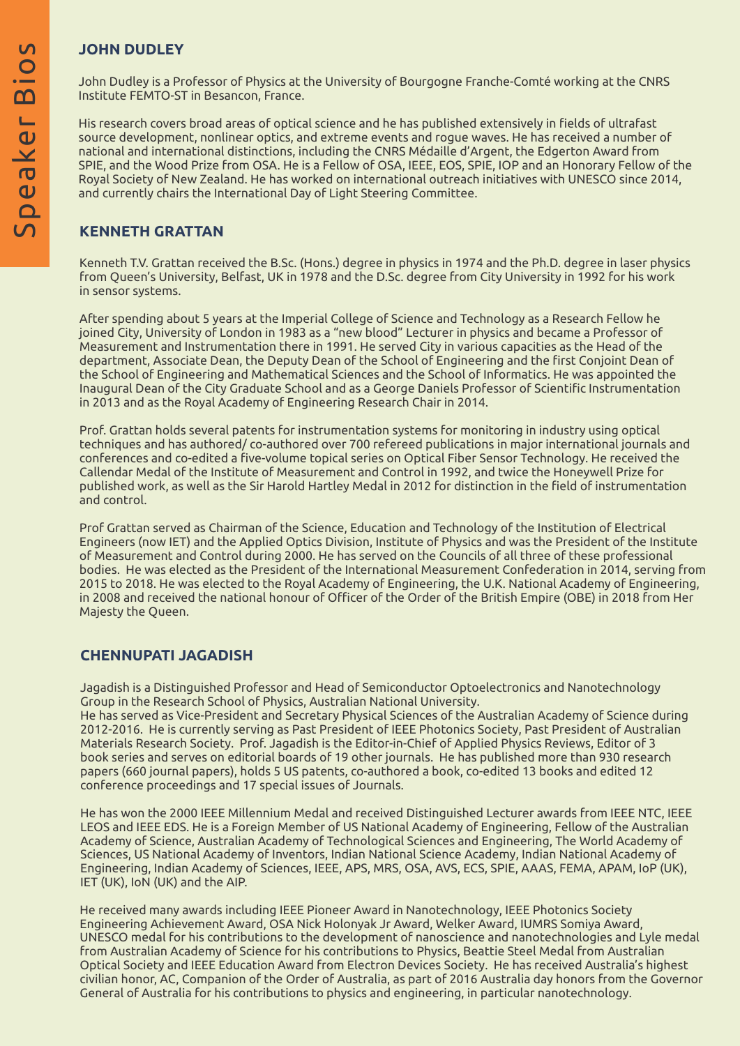# Speaker Bios

## JOHN DUDLEY

John Dudley is a Professor of Physics at the University of Bourgogne Franche-Comté working at the CNRS Institute FEMTO-ST in Besancon, France.

His research covers broad areas of optical science and he has published extensively in fields of ultrafast source development, nonlinear optics, and extreme events and rogue waves. He has received a number of national and international distinctions, including the CNRS Médaille d'Argent, the Edgerton Award from SPIE, and the Wood Prize from OSA. He is a Fellow of OSA, IEEE, EOS, SPIE, IOP and an Honorary Fellow of the Royal Society of New Zealand. He has worked on international outreach initiatives with UNESCO since 2014, and currently chairs the International Day of Light Steering Committee.

## KENNETH GRATTAN

Kenneth T.V. Grattan received the B.Sc. (Hons.) degree in physics in 1974 and the Ph.D. degree in laser physics from Queen's University, Belfast, UK in 1978 and the D.Sc. degree from City University in 1992 for his work in sensor systems.

After spending about 5 years at the Imperial College of Science and Technology as a Research Fellow he joined City, University of London in 1983 as a "new blood" Lecturer in physics and became a Professor of Measurement and Instrumentation there in 1991. He served City in various capacities as the Head of the department, Associate Dean, the Deputy Dean of the School of Engineering and the first Conjoint Dean of the School of Engineering and Mathematical Sciences and the School of Informatics. He was appointed the Inaugural Dean of the City Graduate School and as a George Daniels Professor of Scientific Instrumentation in 2013 and as the Royal Academy of Engineering Research Chair in 2014.

Prof. Grattan holds several patents for instrumentation systems for monitoring in industry using optical techniques and has authored/ co-authored over 700 refereed publications in major international journals and conferences and co-edited a five-volume topical series on Optical Fiber Sensor Technology. He received the Callendar Medal of the Institute of Measurement and Control in 1992, and twice the Honeywell Prize for published work, as well as the Sir Harold Hartley Medal in 2012 for distinction in the field of instrumentation and control.

Prof Grattan served as Chairman of the Science, Education and Technology of the Institution of Electrical Engineers (now IET) and the Applied Optics Division, Institute of Physics and was the President of the Institute of Measurement and Control during 2000. He has served on the Councils of all three of these professional bodies. He was elected as the President of the International Measurement Confederation in 2014, serving from 2015 to 2018. He was elected to the Royal Academy of Engineering, the U.K. National Academy of Engineering, in 2008 and received the national honour of Officer of the Order of the British Empire (OBE) in 2018 from Her Majesty the Queen.

## CHENNUPATI JAGADISH

Jagadish is a Distinguished Professor and Head of Semiconductor Optoelectronics and Nanotechnology Group in the Research School of Physics, Australian National University.
He has served as Vice-President and Secretary Physical Sciences of the Australian Academy of Science during 2012-2016. He is currently serving as Past President of IEEE Photonics Society, Past President of Australian Materials Research Society. Prof. Jagadish is the Editor-in-Chief of Applied Physics Reviews, Editor of 3 book series and serves on editorial boards of 19 other journals. He has published more than 930 research papers (660 journal papers), holds 5 US patents, co-authored a book, co-edited 13 books and edited 12 conference proceedings and 17 special issues of Journals.

He has won the 2000 IEEE Millennium Medal and received Distinguished Lecturer awards from IEEE NTC, IEEE LEOS and IEEE EDS. He is a Foreign Member of US National Academy of Engineering, Fellow of the Australian Academy of Science, Australian Academy of Technological Sciences and Engineering, The World Academy of Sciences, US National Academy of Inventors, Indian National Science Academy, Indian National Academy of Engineering, Indian Academy of Sciences, IEEE, APS, MRS, OSA, AVS, ECS, SPIE, AAAS, FEMA, APAM, IoP (UK), IET (UK), IoN (UK) and the AIP.

He received many awards including IEEE Pioneer Award in Nanotechnology, IEEE Photonics Society Engineering Achievement Award, OSA Nick Holonyak Jr Award, Welker Award, IUMRS Somiya Award, UNESCO medal for his contributions to the development of nanoscience and nanotechnologies and Lyle medal from Australian Academy of Science for his contributions to Physics, Beattie Steel Medal from Australian Optical Society and IEEE Education Award from Electron Devices Society. He has received Australia's highest civilian honor, AC, Companion of the Order of Australia, as part of 2016 Australia day honors from the Governor General of Australia for his contributions to physics and engineering, in particular nanotechnology.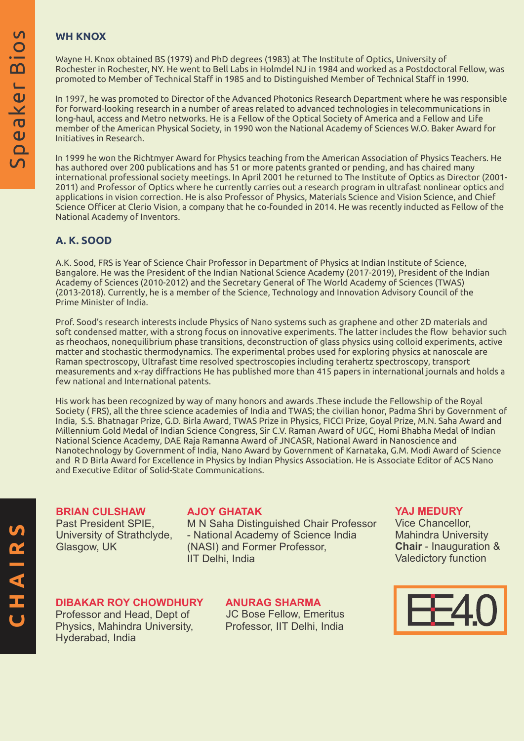# Speaker Bios

## WH KNOX

Wayne H. Knox obtained BS (1979) and PhD degrees (1983) at The Institute of Optics, University of Rochester in Rochester, NY. He went to Bell Labs in Holmdel NJ in 1984 and worked as a Postdoctoral Fellow, was promoted to Member of Technical Staff in 1985 and to Distinguished Member of Technical Staff in 1990.

In 1997, he was promoted to Director of the Advanced Photonics Research Department where he was responsible for forward-looking research in a number of areas related to advanced technologies in telecommunications in long-haul, access and Metro networks. He is a Fellow of the Optical Society of America and a Fellow and Life member of the American Physical Society, in 1990 won the National Academy of Sciences W.O. Baker Award for Initiatives in Research.

In 1999 he won the Richtmyer Award for Physics teaching from the American Association of Physics Teachers. He has authored over 200 publications and has 51 or more patents granted or pending, and has chaired many international professional society meetings. In April 2001 he returned to The Institute of Optics as Director (2001-2011) and Professor of Optics where he currently carries out a research program in ultrafast nonlinear optics and applications in vision correction. He is also Professor of Physics, Materials Science and Vision Science, and Chief Science Officer at Clerio Vision, a company that he co-founded in 2014. He was recently inducted as Fellow of the National Academy of Inventors.

## A. K. SOOD

A.K. Sood, FRS is Year of Science Chair Professor in Department of Physics at Indian Institute of Science, Bangalore. He was the President of the Indian National Science Academy (2017-2019), President of the Indian Academy of Sciences (2010-2012) and the Secretary General of The World Academy of Sciences (TWAS) (2013-2018). Currently, he is a member of the Science, Technology and Innovation Advisory Council of the Prime Minister of India.

Prof. Sood's research interests include Physics of Nano systems such as graphene and other 2D materials and soft condensed matter, with a strong focus on innovative experiments. The latter includes the flow behavior such as rheochaos, nonequilibrium phase transitions, deconstruction of glass physics using colloid experiments, active matter and stochastic thermodynamics. The experimental probes used for exploring physics at nanoscale are Raman spectroscopy, Ultrafast time resolved spectroscopies including terahertz spectroscopy, transport measurements and x-ray diffractions He has published more than 415 papers in international journals and holds a few national and International patents.

His work has been recognized by way of many honors and awards .These include the Fellowship of the Royal Society ( FRS), all the three science academies of India and TWAS; the civilian honor, Padma Shri by Government of India, S.S. Bhatnagar Prize, G.D. Birla Award, TWAS Prize in Physics, FICCI Prize, Goyal Prize, M.N. Saha Award and Millennium Gold Medal of Indian Science Congress, Sir C.V. Raman Award of UGC, Homi Bhabha Medal of Indian National Science Academy, DAE Raja Ramanna Award of JNCASR, National Award in Nanoscience and Nanotechnology by Government of India, Nano Award by Government of Karnataka, G.M. Modi Award of Science and R D Birla Award for Excellence in Physics by Indian Physics Association. He is Associate Editor of ACS Nano and Executive Editor of Solid-State Communications.

# CHAIRS

**BRIAN CULSHAW**
Past President SPIE, University of Strathclyde, Glasgow, UK

**AJOY GHATAK**
M N Saha Distinguished Chair Professor - National Academy of Science India (NASI) and Former Professor, IIT Delhi, India

**YAJ MEDURY**
Vice Chancellor, Mahindra University
**Chair** - Inauguration & Valedictory function

**DIBAKAR ROY CHOWDHURY**
Professor and Head, Dept of Physics, Mahindra University, Hyderabad, India

**ANURAG SHARMA**
JC Bose Fellow, Emeritus Professor, IIT Delhi, India

EE4.0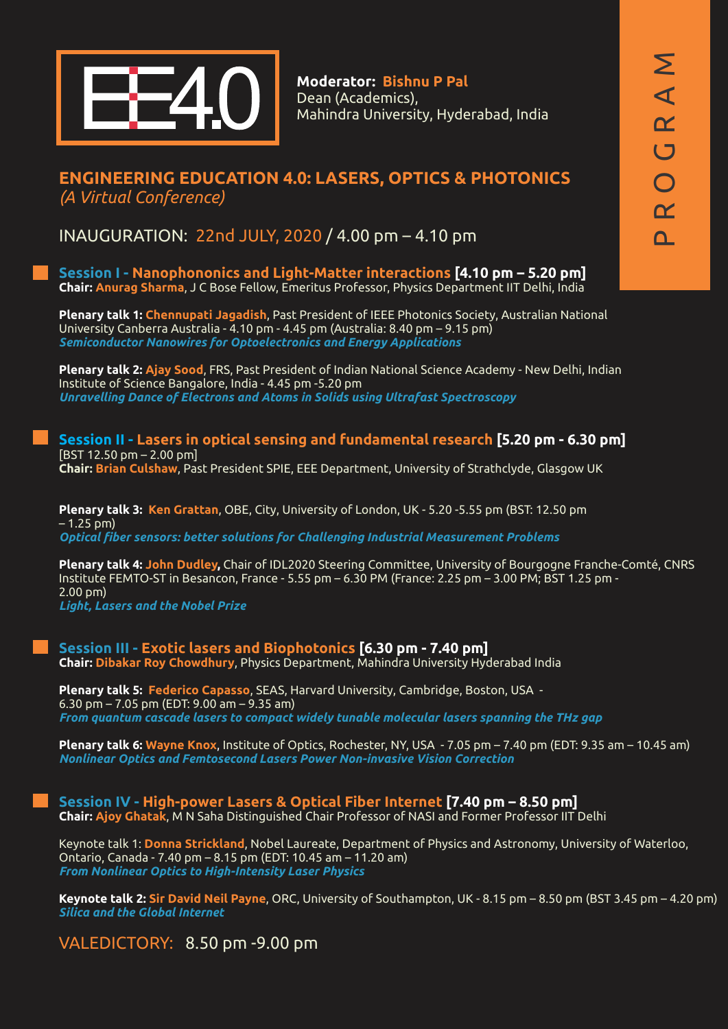# PROGRAM

EE4.0

**Moderator: Bishnu P Pal**
Dean (Academics),
Mahindra University, Hyderabad, India

## ENGINEERING EDUCATION 4.0: LASERS, OPTICS & PHOTONICS

*(A Virtual Conference)*

INAUGURATION: 22nd JULY, 2020 / 4.00 pm – 4.10 pm

### Session I - Nanophononics and Light-Matter interactions [4.10 pm – 5.20 pm]

**Chair: Anurag Sharma**, J C Bose Fellow, Emeritus Professor, Physics Department IIT Delhi, India

**Plenary talk 1: Chennupati Jagadish**, Past President of IEEE Photonics Society, Australian National University Canberra Australia - 4.10 pm - 4.45 pm (Australia: 8.40 pm – 9.15 pm)
***Semiconductor Nanowires for Optoelectronics and Energy Applications***

**Plenary talk 2: Ajay Sood**, FRS, Past President of Indian National Science Academy - New Delhi, Indian Institute of Science Bangalore, India - 4.45 pm -5.20 pm
***Unravelling Dance of Electrons and Atoms in Solids using Ultrafast Spectroscopy***

### Session II - Lasers in optical sensing and fundamental research [5.20 pm - 6.30 pm]

[BST 12.50 pm – 2.00 pm]
**Chair: Brian Culshaw**, Past President SPIE, EEE Department, University of Strathclyde, Glasgow UK

**Plenary talk 3: Ken Grattan**, OBE, City, University of London, UK - 5.20 -5.55 pm (BST: 12.50 pm – 1.25 pm)
***Optical fiber sensors: better solutions for Challenging Industrial Measurement Problems***

**Plenary talk 4: John Dudley,** Chair of IDL2020 Steering Committee, University of Bourgogne Franche-Comté, CNRS Institute FEMTO-ST in Besancon, France - 5.55 pm – 6.30 PM (France: 2.25 pm – 3.00 PM; BST 1.25 pm - 2.00 pm)
***Light, Lasers and the Nobel Prize***

### Session III - Exotic lasers and Biophotonics [6.30 pm - 7.40 pm]

**Chair: Dibakar Roy Chowdhury**, Physics Department, Mahindra University Hyderabad India

**Plenary talk 5: Federico Capasso**, SEAS, Harvard University, Cambridge, Boston, USA - 6.30 pm – 7.05 pm (EDT: 9.00 am – 9.35 am)
***From quantum cascade lasers to compact widely tunable molecular lasers spanning the THz gap***

**Plenary talk 6: Wayne Knox**, Institute of Optics, Rochester, NY, USA - 7.05 pm – 7.40 pm (EDT: 9.35 am – 10.45 am)
***Nonlinear Optics and Femtosecond Lasers Power Non-invasive Vision Correction***

### Session IV - High-power Lasers & Optical Fiber Internet [7.40 pm – 8.50 pm]

**Chair: Ajoy Ghatak**, M N Saha Distinguished Chair Professor of NASI and Former Professor IIT Delhi

Keynote talk 1: **Donna Strickland**, Nobel Laureate, Department of Physics and Astronomy, University of Waterloo, Ontario, Canada - 7.40 pm – 8.15 pm (EDT: 10.45 am – 11.20 am)
***From Nonlinear Optics to High-Intensity Laser Physics***

**Keynote talk 2: Sir David Neil Payne**, ORC, University of Southampton, UK - 8.15 pm – 8.50 pm (BST 3.45 pm – 4.20 pm)
***Silica and the Global Internet***

VALEDICTORY: 8.50 pm -9.00 pm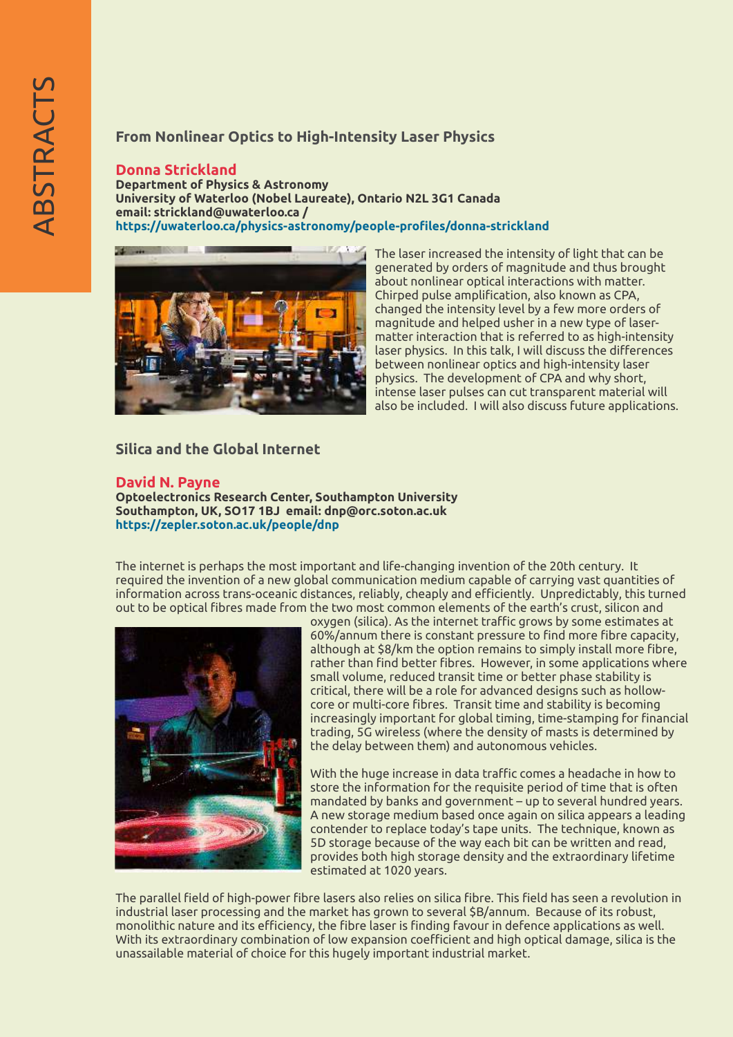ABSTRACTS

## From Nonlinear Optics to High-Intensity Laser Physics

### Donna Strickland

**Department of Physics & Astronomy**
**University of Waterloo (Nobel Laureate), Ontario N2L 3G1 Canada**
**email: strickland@uwaterloo.ca /**
**https://uwaterloo.ca/physics-astronomy/people-profiles/donna-strickland**

The laser increased the intensity of light that can be generated by orders of magnitude and thus brought about nonlinear optical interactions with matter. Chirped pulse amplification, also known as CPA, changed the intensity level by a few more orders of magnitude and helped usher in a new type of laser-matter interaction that is referred to as high-intensity laser physics. In this talk, I will discuss the differences between nonlinear optics and high-intensity laser physics. The development of CPA and why short, intense laser pulses can cut transparent material will also be included. I will also discuss future applications.

## Silica and the Global Internet

### David N. Payne

**Optoelectronics Research Center, Southampton University**
**Southampton, UK, SO17 1BJ email: dnp@orc.soton.ac.uk**
**https://zepler.soton.ac.uk/people/dnp**

The internet is perhaps the most important and life-changing invention of the 20th century. It required the invention of a new global communication medium capable of carrying vast quantities of information across trans-oceanic distances, reliably, cheaply and efficiently. Unpredictably, this turned out to be optical fibres made from the two most common elements of the earth's crust, silicon and oxygen (silica). As the internet traffic grows by some estimates at 60%/annum there is constant pressure to find more fibre capacity, although at $8/km the option remains to simply install more fibre, rather than find better fibres. However, in some applications where small volume, reduced transit time or better phase stability is critical, there will be a role for advanced designs such as hollow-core or multi-core fibres. Transit time and stability is becoming increasingly important for global timing, time-stamping for financial trading, 5G wireless (where the density of masts is determined by the delay between them) and autonomous vehicles.

With the huge increase in data traffic comes a headache in how to store the information for the requisite period of time that is often mandated by banks and government – up to several hundred years. A new storage medium based once again on silica appears a leading contender to replace today's tape units. The technique, known as 5D storage because of the way each bit can be written and read, provides both high storage density and the extraordinary lifetime estimated at 1020 years.

The parallel field of high-power fibre lasers also relies on silica fibre. This field has seen a revolution in industrial laser processing and the market has grown to several $B/annum. Because of its robust, monolithic nature and its efficiency, the fibre laser is finding favour in defence applications as well. With its extraordinary combination of low expansion coefficient and high optical damage, silica is the unassailable material of choice for this hugely important industrial market.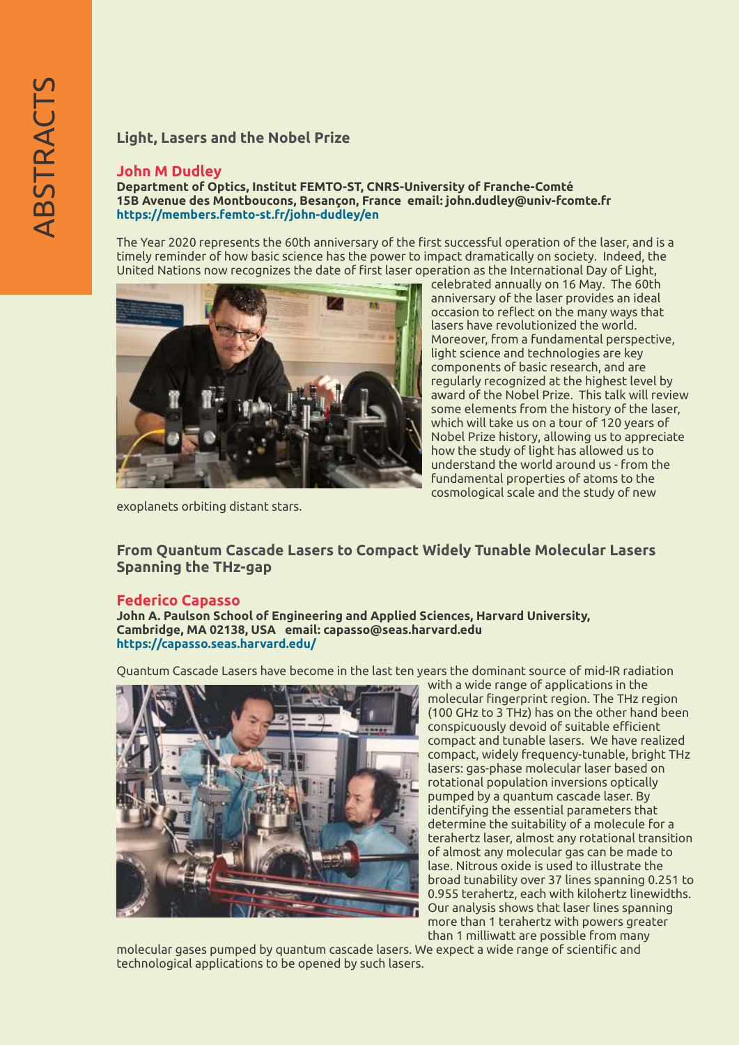## Light, Lasers and the Nobel Prize

### John M Dudley

**Department of Optics, Institut FEMTO-ST, CNRS-University of Franche-Comté**
**15B Avenue des Montboucons, Besançon, France email: john.dudley@univ-fcomte.fr**
**https://members.femto-st.fr/john-dudley/en**

The Year 2020 represents the 60th anniversary of the first successful operation of the laser, and is a timely reminder of how basic science has the power to impact dramatically on society. Indeed, the United Nations now recognizes the date of first laser operation as the International Day of Light, celebrated annually on 16 May. The 60th anniversary of the laser provides an ideal occasion to reflect on the many ways that lasers have revolutionized the world. Moreover, from a fundamental perspective, light science and technologies are key components of basic research, and are regularly recognized at the highest level by award of the Nobel Prize. This talk will review some elements from the history of the laser, which will take us on a tour of 120 years of Nobel Prize history, allowing us to appreciate how the study of light has allowed us to understand the world around us - from the fundamental properties of atoms to the cosmological scale and the study of new exoplanets orbiting distant stars.

## From Quantum Cascade Lasers to Compact Widely Tunable Molecular Lasers Spanning the THz-gap

### Federico Capasso

**John A. Paulson School of Engineering and Applied Sciences, Harvard University, Cambridge, MA 02138, USA email: capasso@seas.harvard.edu**
**https://capasso.seas.harvard.edu/**

Quantum Cascade Lasers have become in the last ten years the dominant source of mid-IR radiation with a wide range of applications in the molecular fingerprint region. The THz region (100 GHz to 3 THz) has on the other hand been conspicuously devoid of suitable efficient compact and tunable lasers. We have realized compact, widely frequency-tunable, bright THz lasers: gas-phase molecular laser based on rotational population inversions optically pumped by a quantum cascade laser. By identifying the essential parameters that determine the suitability of a molecule for a terahertz laser, almost any rotational transition of almost any molecular gas can be made to lase. Nitrous oxide is used to illustrate the broad tunability over 37 lines spanning 0.251 to 0.955 terahertz, each with kilohertz linewidths. Our analysis shows that laser lines spanning more than 1 terahertz with powers greater than 1 milliwatt are possible from many molecular gases pumped by quantum cascade lasers. We expect a wide range of scientific and technological applications to be opened by such lasers.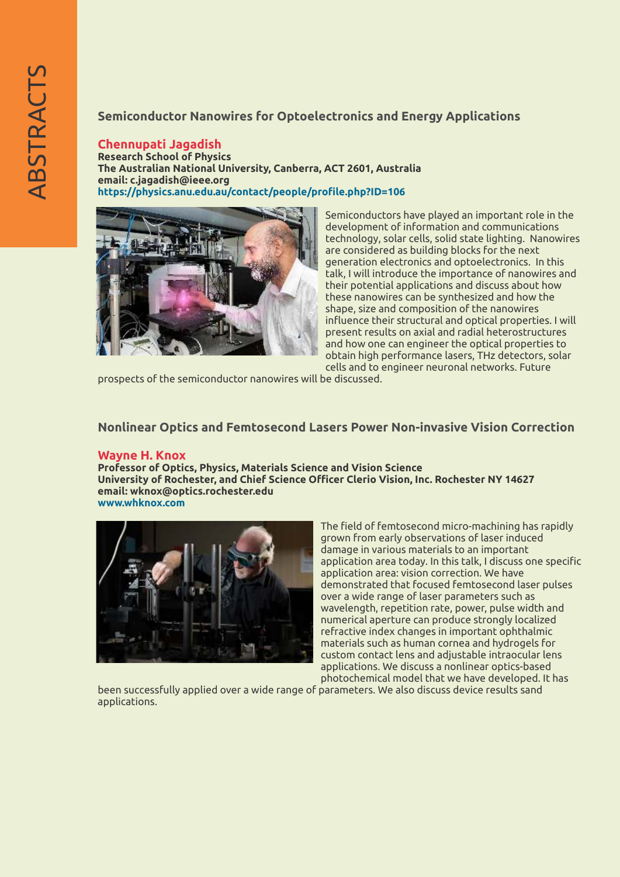## Semiconductor Nanowires for Optoelectronics and Energy Applications

**Chennupati Jagadish**
**Research School of Physics**
**The Australian National University, Canberra, ACT 2601, Australia**
**email: c.jagadish@ieee.org**
**https://physics.anu.edu.au/contact/people/profile.php?ID=106**

Semiconductors have played an important role in the development of information and communications technology, solar cells, solid state lighting. Nanowires are considered as building blocks for the next generation electronics and optoelectronics. In this talk, I will introduce the importance of nanowires and their potential applications and discuss about how these nanowires can be synthesized and how the shape, size and composition of the nanowires influence their structural and optical properties. I will present results on axial and radial heterostructures and how one can engineer the optical properties to obtain high performance lasers, THz detectors, solar cells and to engineer neuronal networks. Future prospects of the semiconductor nanowires will be discussed.

## Nonlinear Optics and Femtosecond Lasers Power Non-invasive Vision Correction

**Wayne H. Knox**
**Professor of Optics, Physics, Materials Science and Vision Science**
**University of Rochester, and Chief Science Officer Clerio Vision, Inc. Rochester NY 14627**
**email: wknox@optics.rochester.edu**
**www.whknox.com**

The field of femtosecond micro-machining has rapidly grown from early observations of laser induced damage in various materials to an important application area today. In this talk, I discuss one specific application area: vision correction. We have demonstrated that focused femtosecond laser pulses over a wide range of laser parameters such as wavelength, repetition rate, power, pulse width and numerical aperture can produce strongly localized refractive index changes in important ophthalmic materials such as human cornea and hydrogels for custom contact lens and adjustable intraocular lens applications. We discuss a nonlinear optics-based photochemical model that we have developed. It has been successfully applied over a wide range of parameters. We also discuss device results sand applications.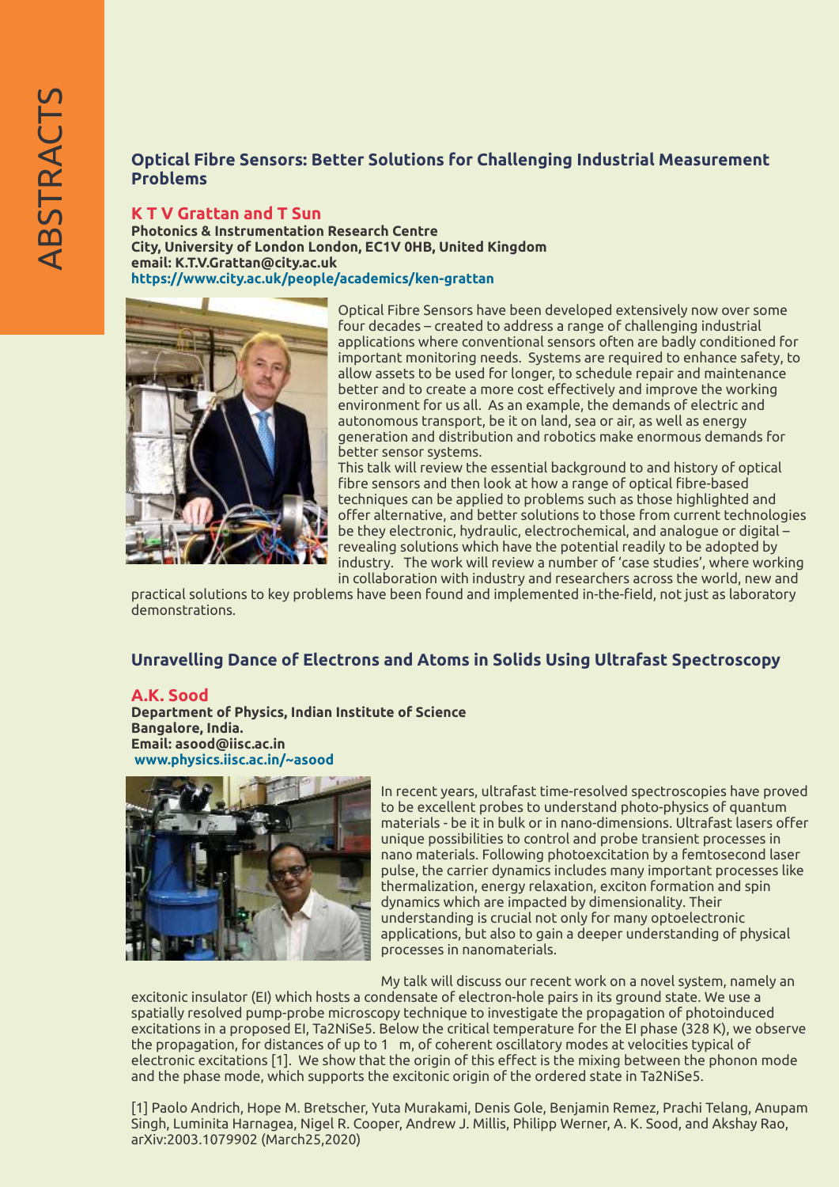## Optical Fibre Sensors: Better Solutions for Challenging Industrial Measurement Problems

**K T V Grattan and T Sun**
**Photonics & Instrumentation Research Centre**
**City, University of London London, EC1V 0HB, United Kingdom**
**email: K.T.V.Grattan@city.ac.uk**
**https://www.city.ac.uk/people/academics/ken-grattan**

Optical Fibre Sensors have been developed extensively now over some four decades – created to address a range of challenging industrial applications where conventional sensors often are badly conditioned for important monitoring needs. Systems are required to enhance safety, to allow assets to be used for longer, to schedule repair and maintenance better and to create a more cost effectively and improve the working environment for us all. As an example, the demands of electric and autonomous transport, be it on land, sea or air, as well as energy generation and distribution and robotics make enormous demands for better sensor systems.

This talk will review the essential background to and history of optical fibre sensors and then look at how a range of optical fibre-based techniques can be applied to problems such as those highlighted and offer alternative, and better solutions to those from current technologies be they electronic, hydraulic, electrochemical, and analogue or digital – revealing solutions which have the potential readily to be adopted by industry. The work will review a number of 'case studies', where working in collaboration with industry and researchers across the world, new and practical solutions to key problems have been found and implemented in-the-field, not just as laboratory demonstrations.

## Unravelling Dance of Electrons and Atoms in Solids Using Ultrafast Spectroscopy

**A.K. Sood**
**Department of Physics, Indian Institute of Science**
**Bangalore, India.**
**Email: asood@iisc.ac.in**
**www.physics.iisc.ac.in/~asood**

In recent years, ultrafast time-resolved spectroscopies have proved to be excellent probes to understand photo-physics of quantum materials - be it in bulk or in nano-dimensions. Ultrafast lasers offer unique possibilities to control and probe transient processes in nano materials. Following photoexcitation by a femtosecond laser pulse, the carrier dynamics includes many important processes like thermalization, energy relaxation, exciton formation and spin dynamics which are impacted by dimensionality. Their understanding is crucial not only for many optoelectronic applications, but also to gain a deeper understanding of physical processes in nanomaterials.

My talk will discuss our recent work on a novel system, namely an excitonic insulator (EI) which hosts a condensate of electron-hole pairs in its ground state. We use a spatially resolved pump-probe microscopy technique to investigate the propagation of photoinduced excitations in a proposed EI, $Ta_2NiSe_5$. Below the critical temperature for the EI phase (328 K), we observe the propagation, for distances of up to 1 $\mu$m, of coherent oscillatory modes at velocities typical of electronic excitations [1]. We show that the origin of this effect is the mixing between the phonon mode and the phase mode, which supports the excitonic origin of the ordered state in $Ta_2NiSe_5$.

[1] Paolo Andrich, Hope M. Bretscher, Yuta Murakami, Denis Gole, Benjamin Remez, Prachi Telang, Anupam Singh, Luminita Harnagea, Nigel R. Cooper, Andrew J. Millis, Philipp Werner, A. K. Sood, and Akshay Rao, arXiv:2003.1079902 (March25,2020)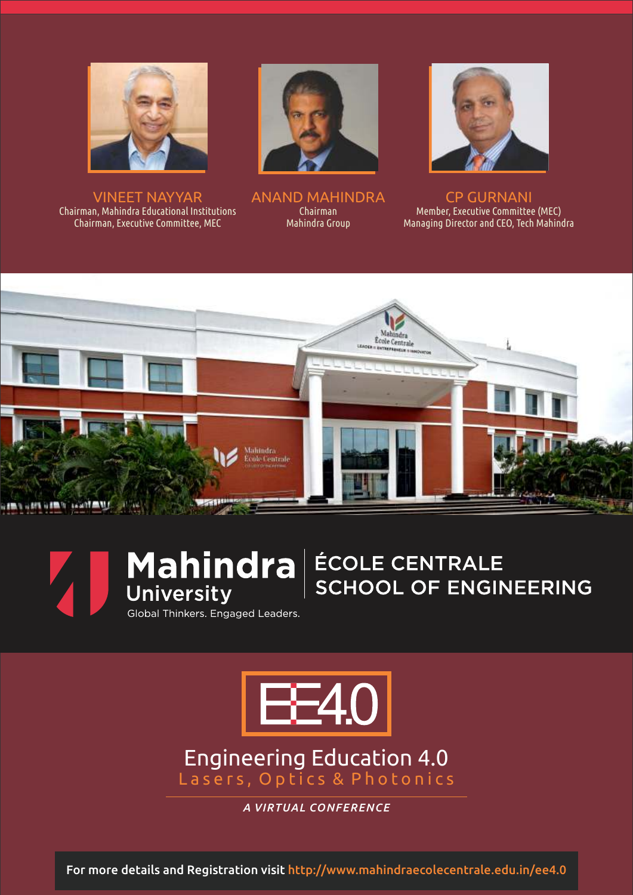**VINEET NAYYAR**
Chairman, Mahindra Educational Institutions
Chairman, Executive Committee, MEC

**ANAND MAHINDRA**
Chairman
Mahindra Group

**CP GURNANI**
Member, Executive Committee (MEC)
Managing Director and CEO, Tech Mahindra

**Mahindra University**
Global Thinkers. Engaged Leaders.

ÉCOLE CENTRALE
SCHOOL OF ENGINEERING

# EE4.0

## Engineering Education 4.0

Lasers, Optics & Photonics

*A VIRTUAL CONFERENCE*

For more details and Registration visit http://www.mahindraecolecentrale.edu.in/ee4.0